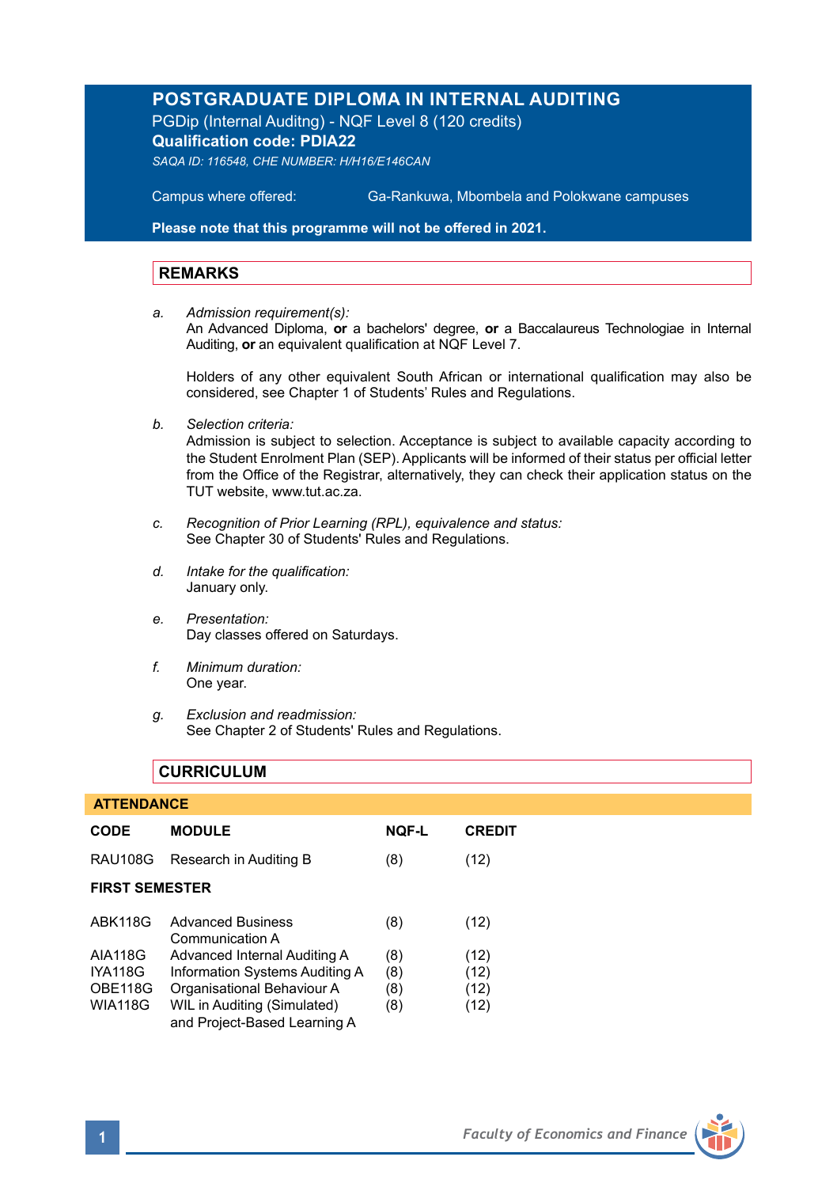# POSTGRADUATE DIPLOMA IN INTERNAL AUDITING

PGDip (Internal Auditng) - NQF Level 8 (120 credits)

**Qualification code: PDIA22**

*SAQA ID: 116548, CHE NUMBER: H/H16/E146CAN*

Campus where offered: Ga-Rankuwa, Mbombela and Polokwane campuses

**Please note that this programme will not be offered in 2021.**

## REMARKS

a. *Admission requirement(s):*
   An Advanced Diploma, **or** a bachelors' degree, **or** a Baccalaureus Technologiae in Internal Auditing, **or** an equivalent qualification at NQF Level 7.

   Holders of any other equivalent South African or international qualification may also be considered, see Chapter 1 of Students' Rules and Regulations.

b. *Selection criteria:*
   Admission is subject to selection. Acceptance is subject to available capacity according to the Student Enrolment Plan (SEP). Applicants will be informed of their status per official letter from the Office of the Registrar, alternatively, they can check their application status on the TUT website, www.tut.ac.za.

c. *Recognition of Prior Learning (RPL), equivalence and status:*
   See Chapter 30 of Students' Rules and Regulations.

d. *Intake for the qualification:*
   January only.

e. *Presentation:*
   Day classes offered on Saturdays.

f. *Minimum duration:*
   One year.

g. *Exclusion and readmission:*
   See Chapter 2 of Students' Rules and Regulations.

## CURRICULUM

**ATTENDANCE**

| CODE | MODULE | NQF-L | CREDIT |
|---|---|---|---|
| RAU108G | Research in Auditing B | (8) | (12) |
| **FIRST SEMESTER** | | | |
| ABK118G | Advanced Business Communication A | (8) | (12) |
| AIA118G | Advanced Internal Auditing A | (8) | (12) |
| IYA118G | Information Systems Auditing A | (8) | (12) |
| OBE118G | Organisational Behaviour A | (8) | (12) |
| WIA118G | WIL in Auditing (Simulated) and Project-Based Learning A | (8) | (12) |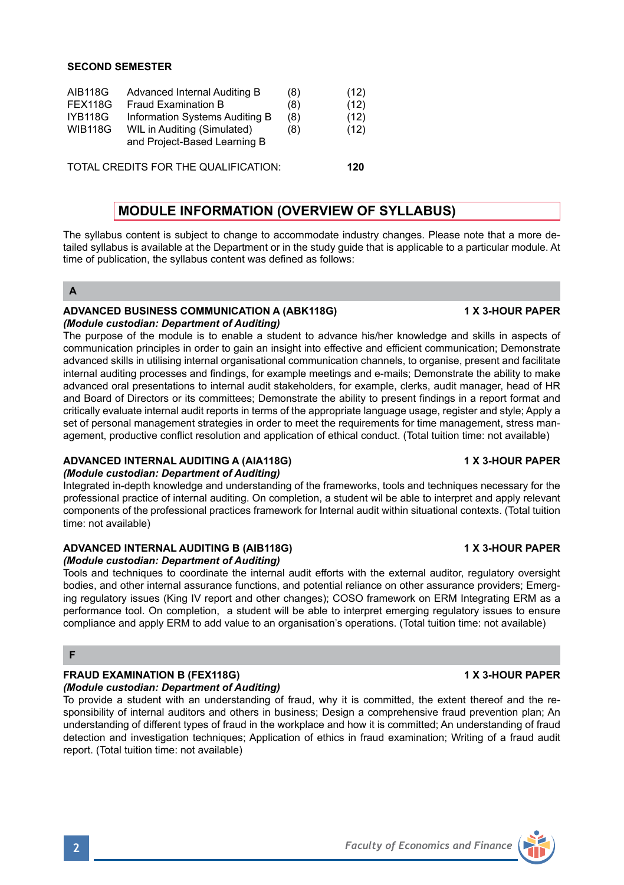**SECOND SEMESTER**

| | | | |
|---|---|---|---|
| AIB118G | Advanced Internal Auditing B | (8) | (12) |
| FEX118G | Fraud Examination B | (8) | (12) |
| IYB118G | Information Systems Auditing B | (8) | (12) |
| WIB118G | WIL in Auditing (Simulated) and Project-Based Learning B | (8) | (12) |

TOTAL CREDITS FOR THE QUALIFICATION: **120**

## MODULE INFORMATION (OVERVIEW OF SYLLABUS)

The syllabus content is subject to change to accommodate industry changes. Please note that a more detailed syllabus is available at the Department or in the study guide that is applicable to a particular module. At time of publication, the syllabus content was defined as follows:

### A

**ADVANCED BUSINESS COMMUNICATION A (ABK118G)** **1 X 3-HOUR PAPER**
***(Module custodian: Department of Auditing)***
The purpose of the module is to enable a student to advance his/her knowledge and skills in aspects of communication principles in order to gain an insight into effective and efficient communication; Demonstrate advanced skills in utilising internal organisational communication channels, to organise, present and facilitate internal auditing processes and findings, for example meetings and e-mails; Demonstrate the ability to make advanced oral presentations to internal audit stakeholders, for example, clerks, audit manager, head of HR and Board of Directors or its committees; Demonstrate the ability to present findings in a report format and critically evaluate internal audit reports in terms of the appropriate language usage, register and style; Apply a set of personal management strategies in order to meet the requirements for time management, stress management, productive conflict resolution and application of ethical conduct. (Total tuition time: not available)

**ADVANCED INTERNAL AUDITING A (AIA118G)** **1 X 3-HOUR PAPER**
***(Module custodian: Department of Auditing)***
Integrated in-depth knowledge and understanding of the frameworks, tools and techniques necessary for the professional practice of internal auditing. On completion, a student wil be able to interpret and apply relevant components of the professional practices framework for Internal audit within situational contexts. (Total tuition time: not available)

**ADVANCED INTERNAL AUDITING B (AIB118G)** **1 X 3-HOUR PAPER**
***(Module custodian: Department of Auditing)***
Tools and techniques to coordinate the internal audit efforts with the external auditor, regulatory oversight bodies, and other internal assurance functions, and potential reliance on other assurance providers; Emerging regulatory issues (King IV report and other changes); COSO framework on ERM Integrating ERM as a performance tool. On completion, a student will be able to interpret emerging regulatory issues to ensure compliance and apply ERM to add value to an organisation's operations. (Total tuition time: not available)

### F

**FRAUD EXAMINATION B (FEX118G)** **1 X 3-HOUR PAPER**
***(Module custodian: Department of Auditing)***
To provide a student with an understanding of fraud, why it is committed, the extent thereof and the responsibility of internal auditors and others in business; Design a comprehensive fraud prevention plan; An understanding of different types of fraud in the workplace and how it is committed; An understanding of fraud detection and investigation techniques; Application of ethics in fraud examination; Writing of a fraud audit report. (Total tuition time: not available)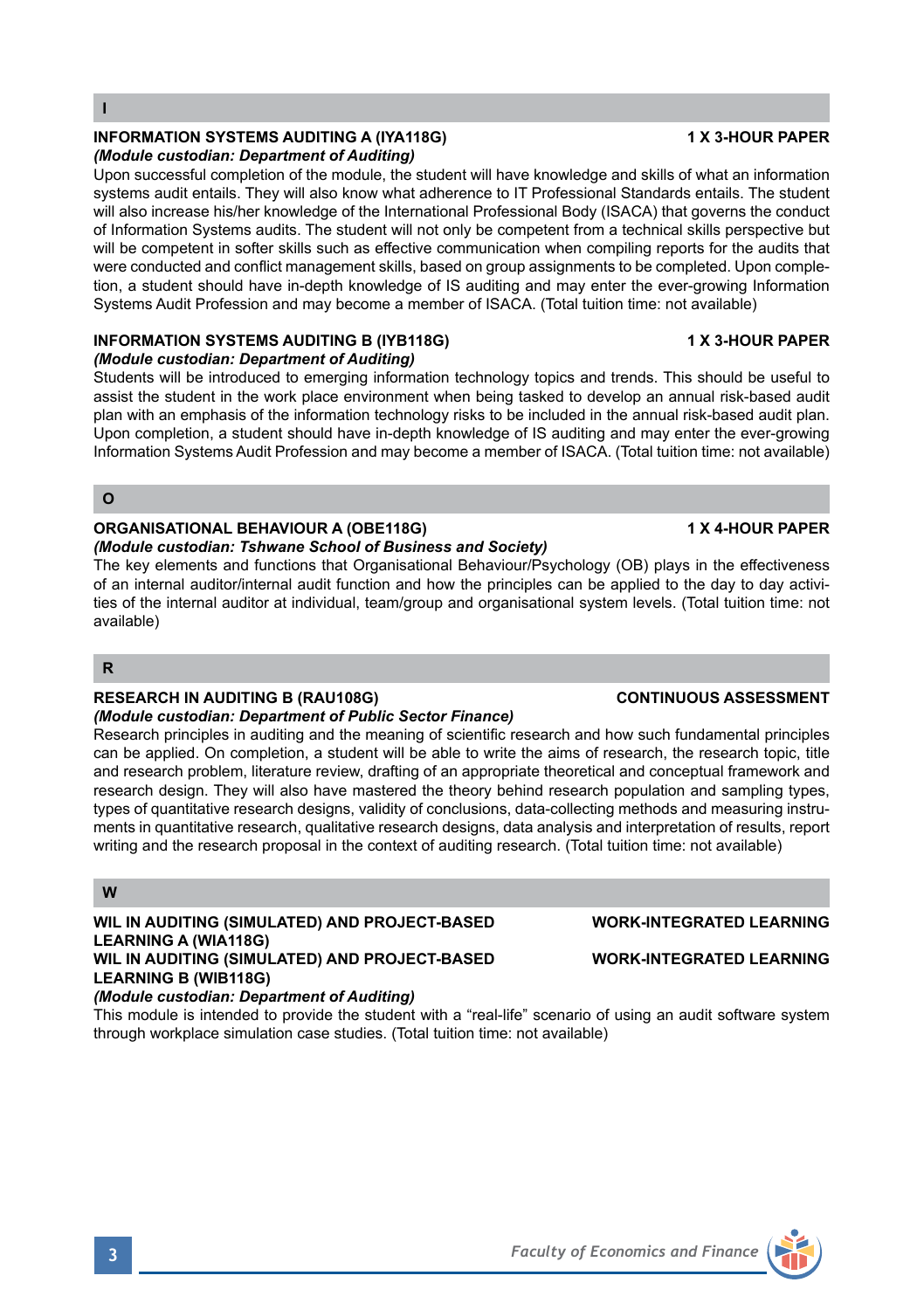## I

**INFORMATION SYSTEMS AUDITING A (IYA118G)** **1 X 3-HOUR PAPER**
***(Module custodian: Department of Auditing)***
Upon successful completion of the module, the student will have knowledge and skills of what an information systems audit entails. They will also know what adherence to IT Professional Standards entails. The student will also increase his/her knowledge of the International Professional Body (ISACA) that governs the conduct of Information Systems audits. The student will not only be competent from a technical skills perspective but will be competent in softer skills such as effective communication when compiling reports for the audits that were conducted and conflict management skills, based on group assignments to be completed. Upon completion, a student should have in-depth knowledge of IS auditing and may enter the ever-growing Information Systems Audit Profession and may become a member of ISACA. (Total tuition time: not available)

**INFORMATION SYSTEMS AUDITING B (IYB118G)** **1 X 3-HOUR PAPER**
***(Module custodian: Department of Auditing)***
Students will be introduced to emerging information technology topics and trends. This should be useful to assist the student in the work place environment when being tasked to develop an annual risk-based audit plan with an emphasis of the information technology risks to be included in the annual risk-based audit plan. Upon completion, a student should have in-depth knowledge of IS auditing and may enter the ever-growing Information Systems Audit Profession and may become a member of ISACA. (Total tuition time: not available)

## O

**ORGANISATIONAL BEHAVIOUR A (OBE118G)** **1 X 4-HOUR PAPER**
***(Module custodian: Tshwane School of Business and Society)***
The key elements and functions that Organisational Behaviour/Psychology (OB) plays in the effectiveness of an internal auditor/internal audit function and how the principles can be applied to the day to day activities of the internal auditor at individual, team/group and organisational system levels. (Total tuition time: not available)

## R

**RESEARCH IN AUDITING B (RAU108G)** **CONTINUOUS ASSESSMENT**
***(Module custodian: Department of Public Sector Finance)***
Research principles in auditing and the meaning of scientific research and how such fundamental principles can be applied. On completion, a student will be able to write the aims of research, the research topic, title and research problem, literature review, drafting of an appropriate theoretical and conceptual framework and research design. They will also have mastered the theory behind research population and sampling types, types of quantitative research designs, validity of conclusions, data-collecting methods and measuring instruments in quantitative research, qualitative research designs, data analysis and interpretation of results, report writing and the research proposal in the context of auditing research. (Total tuition time: not available)

## W

**WIL IN AUDITING (SIMULATED) AND PROJECT-BASED LEARNING A (WIA118G)** **WORK-INTEGRATED LEARNING**
**WIL IN AUDITING (SIMULATED) AND PROJECT-BASED LEARNING B (WIB118G)** **WORK-INTEGRATED LEARNING**
***(Module custodian: Department of Auditing)***
This module is intended to provide the student with a "real-life" scenario of using an audit software system through workplace simulation case studies. (Total tuition time: not available)